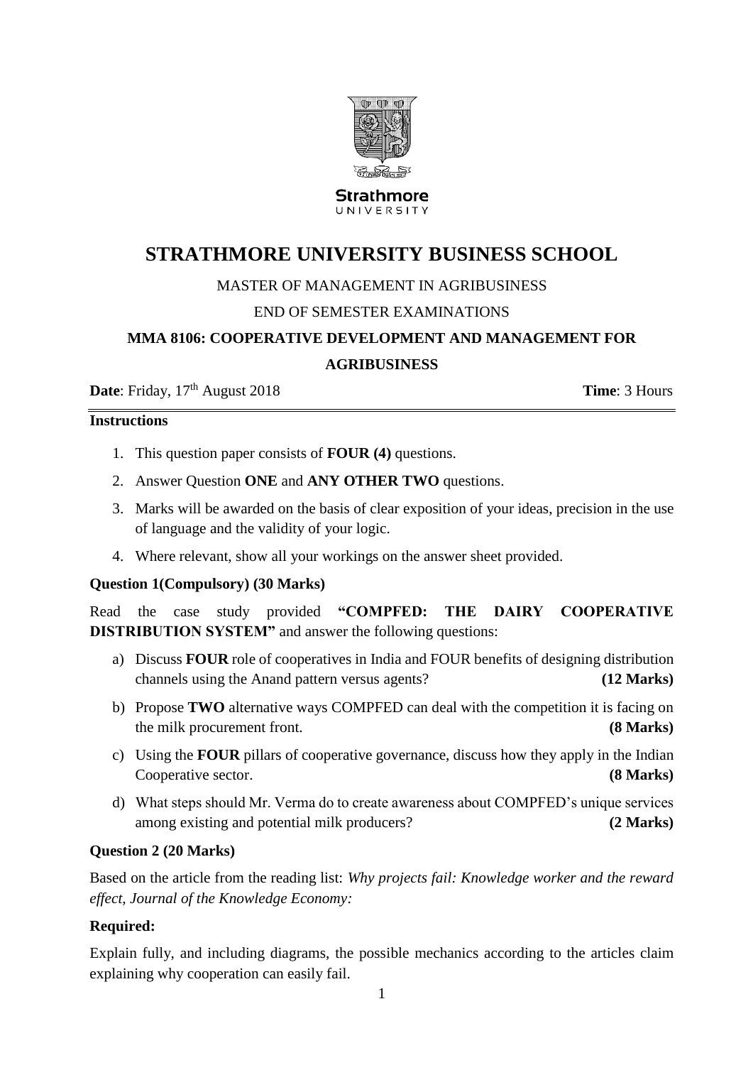Strathmore
UNIVERSITY

# STRATHMORE UNIVERSITY BUSINESS SCHOOL

MASTER OF MANAGEMENT IN AGRIBUSINESS

END OF SEMESTER EXAMINATIONS

**MMA 8106: COOPERATIVE DEVELOPMENT AND MANAGEMENT FOR AGRIBUSINESS**

**Date**: Friday, 17th August 2018 **Time**: 3 Hours

**Instructions**

1. This question paper consists of **FOUR (4)** questions.
2. Answer Question **ONE** and **ANY OTHER TWO** questions.
3. Marks will be awarded on the basis of clear exposition of your ideas, precision in the use of language and the validity of your logic.
4. Where relevant, show all your workings on the answer sheet provided.

**Question 1(Compulsory) (30 Marks)**

Read the case study provided **"COMPFED: THE DAIRY COOPERATIVE DISTRIBUTION SYSTEM"** and answer the following questions:

a) Discuss **FOUR** role of cooperatives in India and FOUR benefits of designing distribution channels using the Anand pattern versus agents? **(12 Marks)**

b) Propose **TWO** alternative ways COMPFED can deal with the competition it is facing on the milk procurement front. **(8 Marks)**

c) Using the **FOUR** pillars of cooperative governance, discuss how they apply in the Indian Cooperative sector. **(8 Marks)**

d) What steps should Mr. Verma do to create awareness about COMPFED's unique services among existing and potential milk producers? **(2 Marks)**

**Question 2 (20 Marks)**

Based on the article from the reading list: *Why projects fail: Knowledge worker and the reward effect, Journal of the Knowledge Economy:*

**Required:**

Explain fully, and including diagrams, the possible mechanics according to the articles claim explaining why cooperation can easily fail.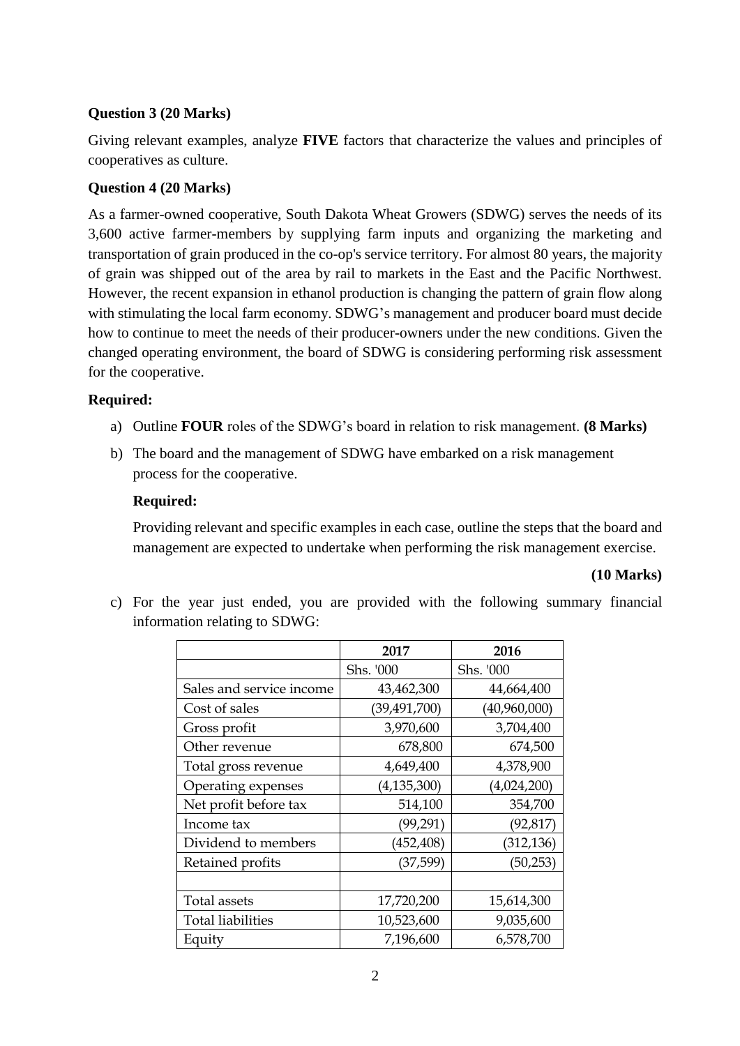**Question 3 (20 Marks)**

Giving relevant examples, analyze **FIVE** factors that characterize the values and principles of cooperatives as culture.

**Question 4 (20 Marks)**

As a farmer-owned cooperative, South Dakota Wheat Growers (SDWG) serves the needs of its 3,600 active farmer-members by supplying farm inputs and organizing the marketing and transportation of grain produced in the co-op's service territory. For almost 80 years, the majority of grain was shipped out of the area by rail to markets in the East and the Pacific Northwest. However, the recent expansion in ethanol production is changing the pattern of grain flow along with stimulating the local farm economy. SDWG's management and producer board must decide how to continue to meet the needs of their producer-owners under the new conditions. Given the changed operating environment, the board of SDWG is considering performing risk assessment for the cooperative.

**Required:**

a) Outline **FOUR** roles of the SDWG's board in relation to risk management. **(8 Marks)**

b) The board and the management of SDWG have embarked on a risk management process for the cooperative.

   **Required:**

   Providing relevant and specific examples in each case, outline the steps that the board and management are expected to undertake when performing the risk management exercise.

   **(10 Marks)**

c) For the year just ended, you are provided with the following summary financial information relating to SDWG:

| | 2017 | 2016 |
|---|---|---|
| | Shs. '000 | Shs. '000 |
| Sales and service income | 43,462,300 | 44,664,400 |
| Cost of sales | (39,491,700) | (40,960,000) |
| Gross profit | 3,970,600 | 3,704,400 |
| Other revenue | 678,800 | 674,500 |
| Total gross revenue | 4,649,400 | 4,378,900 |
| Operating expenses | (4,135,300) | (4,024,200) |
| Net profit before tax | 514,100 | 354,700 |
| Income tax | (99,291) | (92,817) |
| Dividend to members | (452,408) | (312,136) |
| Retained profits | (37,599) | (50,253) |
| | | |
| Total assets | 17,720,200 | 15,614,300 |
| Total liabilities | 10,523,600 | 9,035,600 |
| Equity | 7,196,600 | 6,578,700 |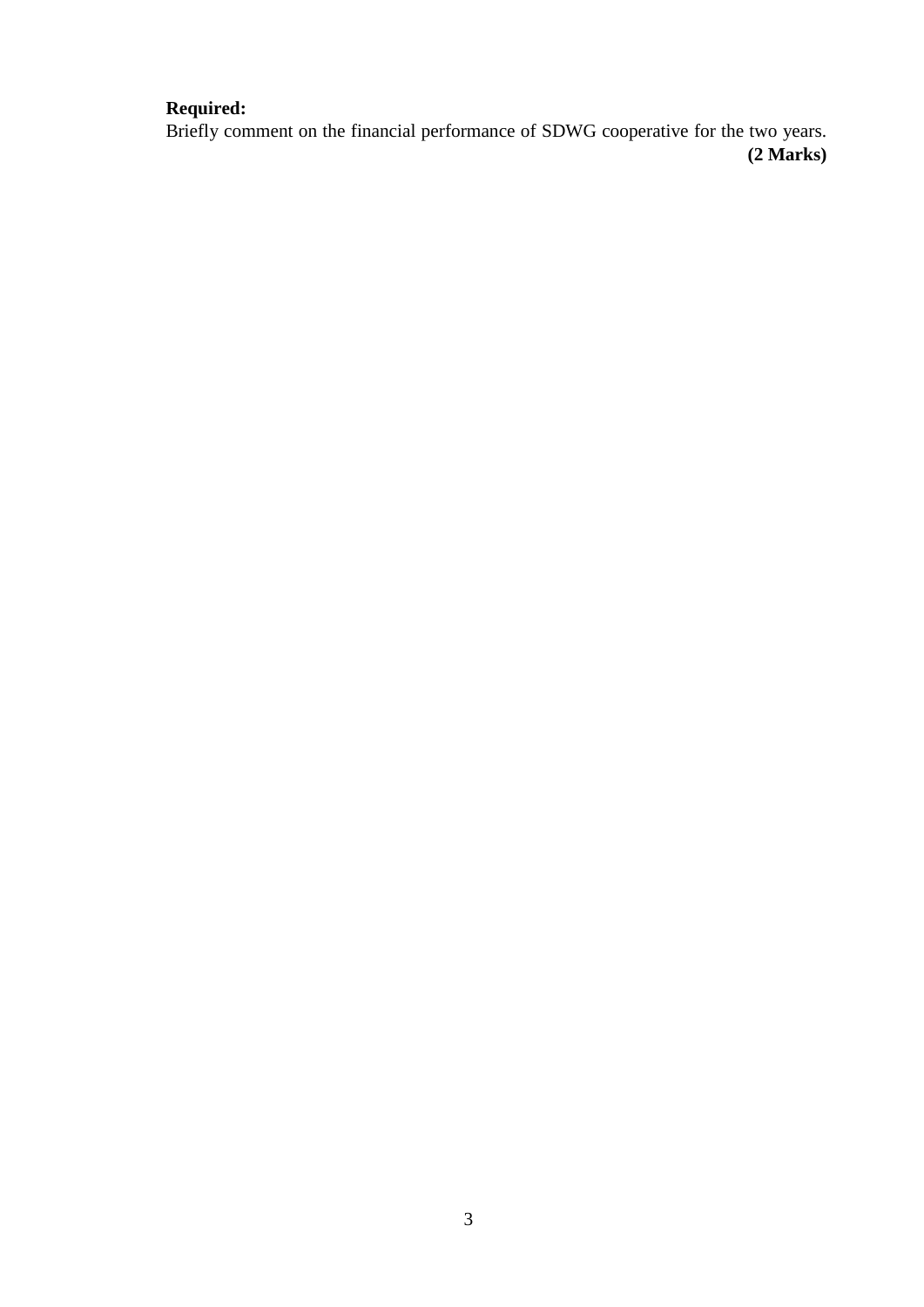**Required:**

Briefly comment on the financial performance of SDWG cooperative for the two years. **(2 Marks)**